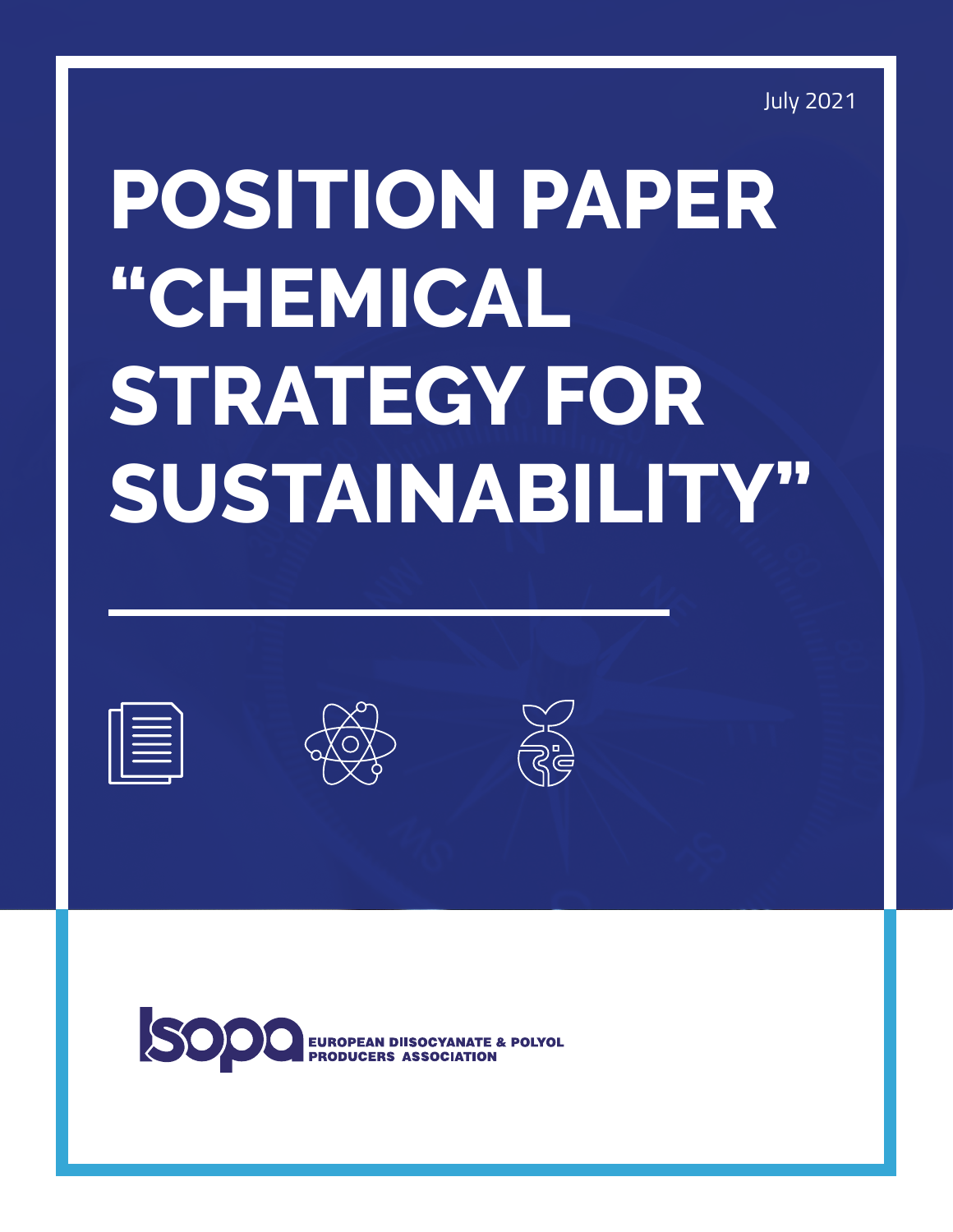July 2021

# POSITION PAPER “CHEMICAL STRATEGY FOR SUSTAINABILITY”

ISOPA
EUROPEAN DIISOCYANATE & POLYOL PRODUCERS ASSOCIATION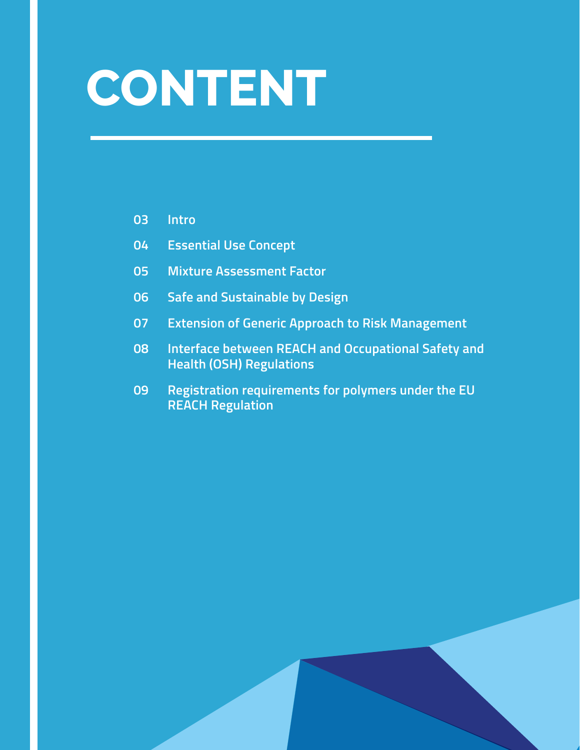# CONTENT

- 03 Intro
- 04 Essential Use Concept
- 05 Mixture Assessment Factor
- 06 Safe and Sustainable by Design
- 07 Extension of Generic Approach to Risk Management
- 08 Interface between REACH and Occupational Safety and Health (OSH) Regulations
- 09 Registration requirements for polymers under the EU REACH Regulation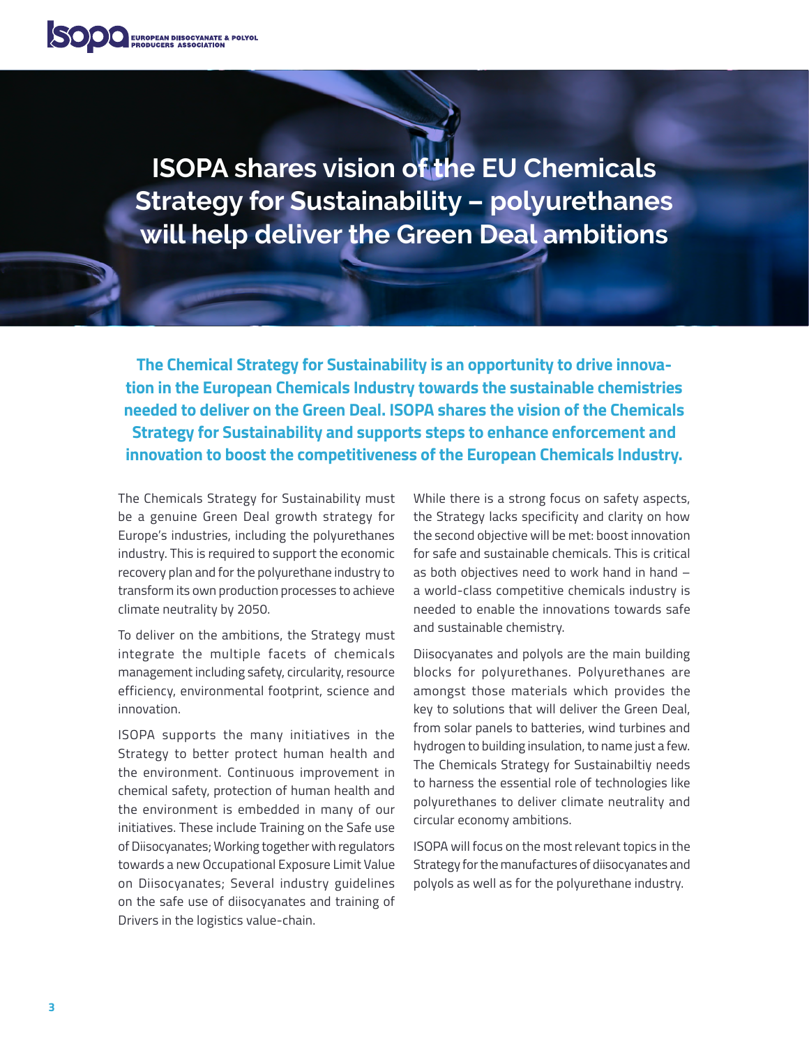# ISOPA shares vision of the EU Chemicals Strategy for Sustainability – polyurethanes will help deliver the Green Deal ambitions

**The Chemical Strategy for Sustainability is an opportunity to drive innovation in the European Chemicals Industry towards the sustainable chemistries needed to deliver on the Green Deal. ISOPA shares the vision of the Chemicals Strategy for Sustainability and supports steps to enhance enforcement and innovation to boost the competitiveness of the European Chemicals Industry.**

The Chemicals Strategy for Sustainability must be a genuine Green Deal growth strategy for Europe's industries, including the polyurethanes industry. This is required to support the economic recovery plan and for the polyurethane industry to transform its own production processes to achieve climate neutrality by 2050.

To deliver on the ambitions, the Strategy must integrate the multiple facets of chemicals management including safety, circularity, resource efficiency, environmental footprint, science and innovation.

ISOPA supports the many initiatives in the Strategy to better protect human health and the environment. Continuous improvement in chemical safety, protection of human health and the environment is embedded in many of our initiatives. These include Training on the Safe use of Diisocyanates; Working together with regulators towards a new Occupational Exposure Limit Value on Diisocyanates; Several industry guidelines on the safe use of diisocyanates and training of Drivers in the logistics value-chain.

While there is a strong focus on safety aspects, the Strategy lacks specificity and clarity on how the second objective will be met: boost innovation for safe and sustainable chemicals. This is critical as both objectives need to work hand in hand – a world-class competitive chemicals industry is needed to enable the innovations towards safe and sustainable chemistry.

Diisocyanates and polyols are the main building blocks for polyurethanes. Polyurethanes are amongst those materials which provides the key to solutions that will deliver the Green Deal, from solar panels to batteries, wind turbines and hydrogen to building insulation, to name just a few. The Chemicals Strategy for Sustainabiltiy needs to harness the essential role of technologies like polyurethanes to deliver climate neutrality and circular economy ambitions.

ISOPA will focus on the most relevant topics in the Strategy for the manufactures of diisocyanates and polyols as well as for the polyurethane industry.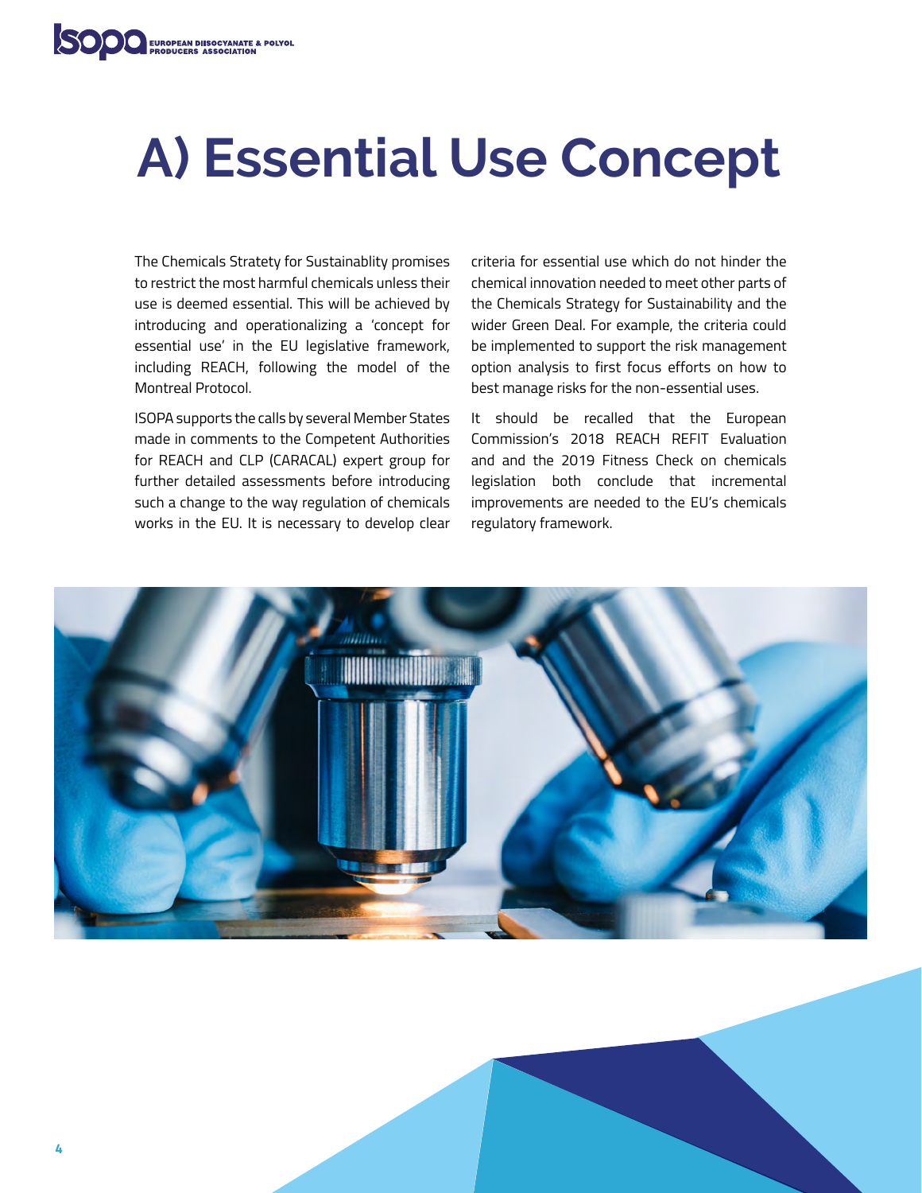# A) Essential Use Concept

The Chemicals Stratety for Sustainablity promises to restrict the most harmful chemicals unless their use is deemed essential. This will be achieved by introducing and operationalizing a 'concept for essential use' in the EU legislative framework, including REACH, following the model of the Montreal Protocol.

ISOPA supports the calls by several Member States made in comments to the Competent Authorities for REACH and CLP (CARACAL) expert group for further detailed assessments before introducing such a change to the way regulation of chemicals works in the EU. It is necessary to develop clear criteria for essential use which do not hinder the chemical innovation needed to meet other parts of the Chemicals Strategy for Sustainability and the wider Green Deal. For example, the criteria could be implemented to support the risk management option analysis to first focus efforts on how to best manage risks for the non-essential uses.

It should be recalled that the European Commission's 2018 REACH REFIT Evaluation and and the 2019 Fitness Check on chemicals legislation both conclude that incremental improvements are needed to the EU's chemicals regulatory framework.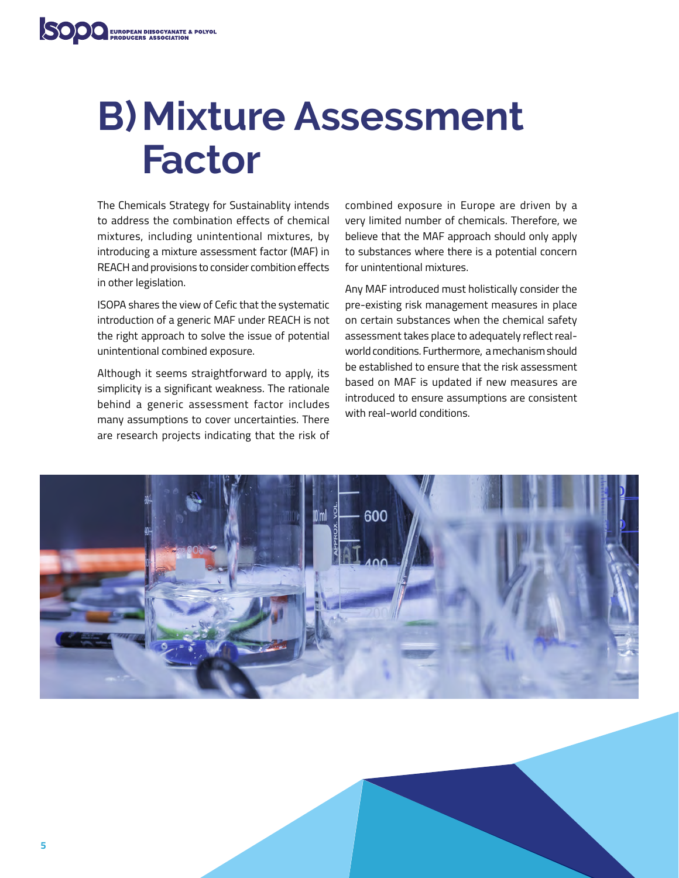# B) Mixture Assessment Factor

The Chemicals Strategy for Sustainablity intends to address the combination effects of chemical mixtures, including unintentional mixtures, by introducing a mixture assessment factor (MAF) in REACH and provisions to consider combition effects in other legislation.

ISOPA shares the view of Cefic that the systematic introduction of a generic MAF under REACH is not the right approach to solve the issue of potential unintentional combined exposure.

Although it seems straightforward to apply, its simplicity is a significant weakness. The rationale behind a generic assessment factor includes many assumptions to cover uncertainties. There are research projects indicating that the risk of combined exposure in Europe are driven by a very limited number of chemicals. Therefore, we believe that the MAF approach should only apply to substances where there is a potential concern for unintentional mixtures.

Any MAF introduced must holistically consider the pre-existing risk management measures in place on certain substances when the chemical safety assessment takes place to adequately reflect real-world conditions. Furthermore, a mechanism should be established to ensure that the risk assessment based on MAF is updated if new measures are introduced to ensure assumptions are consistent with real-world conditions.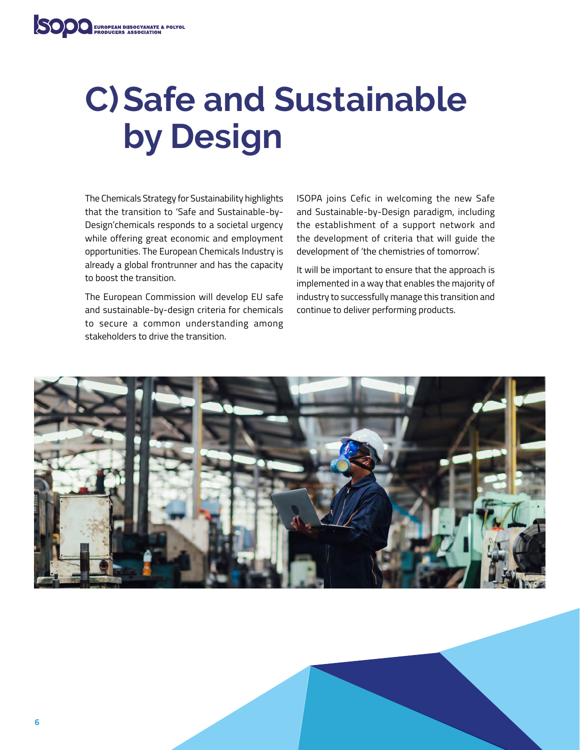# C) Safe and Sustainable by Design

The Chemicals Strategy for Sustainability highlights that the transition to 'Safe and Sustainable-by-Design'chemicals responds to a societal urgency while offering great economic and employment opportunities. The European Chemicals Industry is already a global frontrunner and has the capacity to boost the transition.

The European Commission will develop EU safe and sustainable-by-design criteria for chemicals to secure a common understanding among stakeholders to drive the transition.

ISOPA joins Cefic in welcoming the new Safe and Sustainable-by-Design paradigm, including the establishment of a support network and the development of criteria that will guide the development of 'the chemistries of tomorrow'.

It will be important to ensure that the approach is implemented in a way that enables the majority of industry to successfully manage this transition and continue to deliver performing products.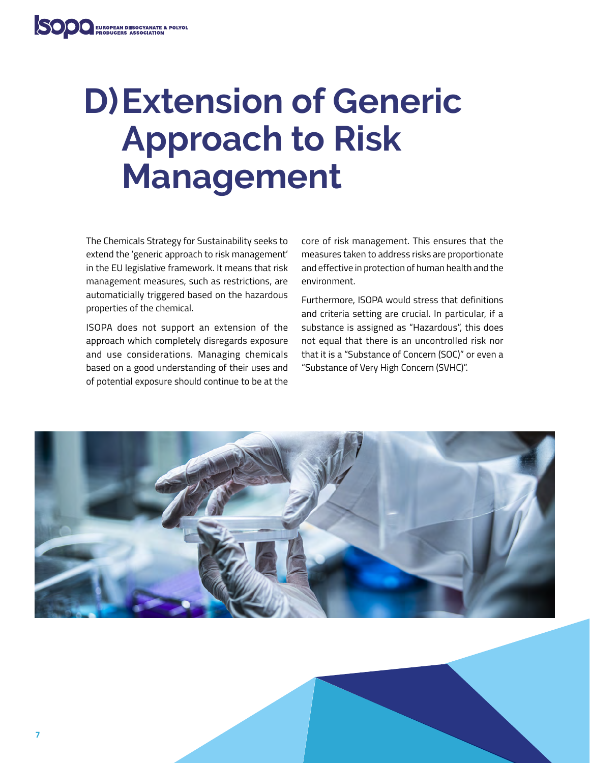# D) Extension of Generic Approach to Risk Management

The Chemicals Strategy for Sustainability seeks to extend the 'generic approach to risk management' in the EU legislative framework. It means that risk management measures, such as restrictions, are automaticially triggered based on the hazardous properties of the chemical.

ISOPA does not support an extension of the approach which completely disregards exposure and use considerations. Managing chemicals based on a good understanding of their uses and of potential exposure should continue to be at the core of risk management. This ensures that the measures taken to address risks are proportionate and effective in protection of human health and the environment.

Furthermore, ISOPA would stress that definitions and criteria setting are crucial. In particular, if a substance is assigned as "Hazardous", this does not equal that there is an uncontrolled risk nor that it is a "Substance of Concern (SOC)" or even a "Substance of Very High Concern (SVHC)".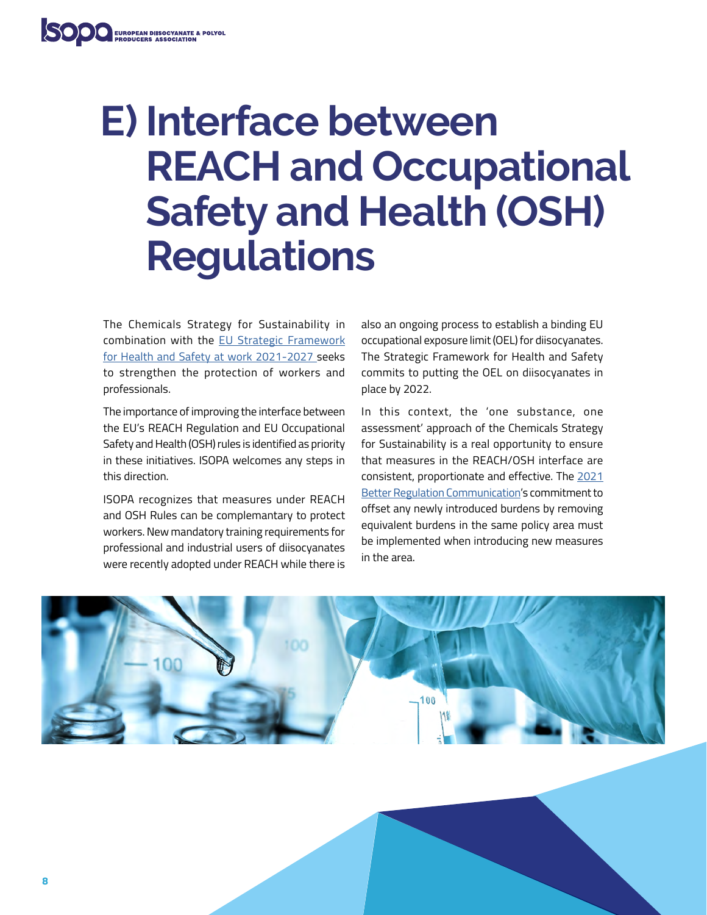# E) Interface between REACH and Occupational Safety and Health (OSH) Regulations

The Chemicals Strategy for Sustainability in combination with the EU Strategic Framework for Health and Safety at work 2021-2027 seeks to strengthen the protection of workers and professionals.

The importance of improving the interface between the EU's REACH Regulation and EU Occupational Safety and Health (OSH) rules is identified as priority in these initiatives. ISOPA welcomes any steps in this direction.

ISOPA recognizes that measures under REACH and OSH Rules can be complemantary to protect workers. New mandatory training requirements for professional and industrial users of diisocyanates were recently adopted under REACH while there is also an ongoing process to establish a binding EU occupational exposure limit (OEL) for diisocyanates. The Strategic Framework for Health and Safety commits to putting the OEL on diisocyanates in place by 2022.

In this context, the 'one substance, one assessment' approach of the Chemicals Strategy for Sustainability is a real opportunity to ensure that measures in the REACH/OSH interface are consistent, proportionate and effective. The 2021 Better Regulation Communication's commitment to offset any newly introduced burdens by removing equivalent burdens in the same policy area must be implemented when introducing new measures in the area.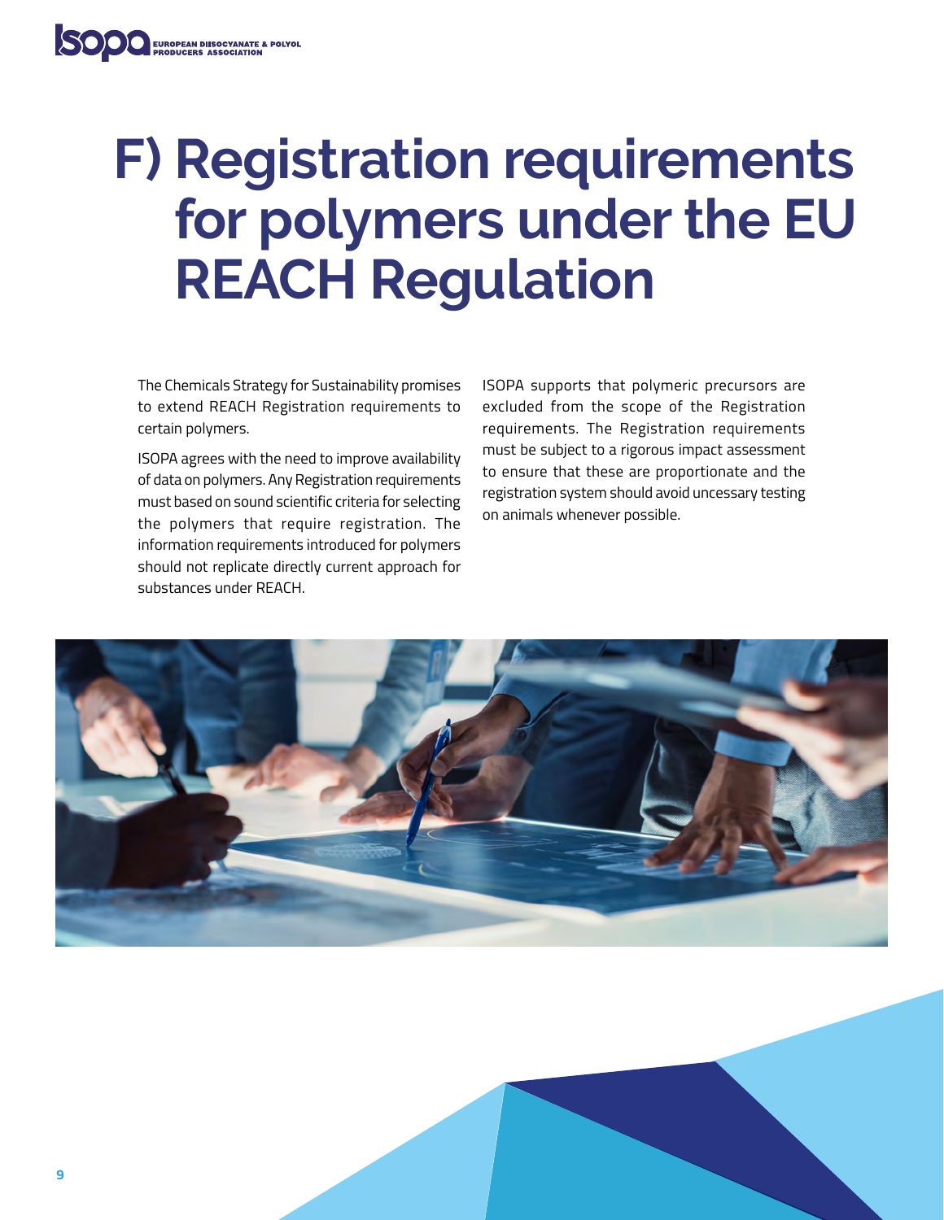# F) Registration requirements for polymers under the EU REACH Regulation

The Chemicals Strategy for Sustainability promises to extend REACH Registration requirements to certain polymers.

ISOPA agrees with the need to improve availability of data on polymers. Any Registration requirements must based on sound scientific criteria for selecting the polymers that require registration. The information requirements introduced for polymers should not replicate directly current approach for substances under REACH.

ISOPA supports that polymeric precursors are excluded from the scope of the Registration requirements. The Registration requirements must be subject to a rigorous impact assessment to ensure that these are proportionate and the registration system should avoid uncessary testing on animals whenever possible.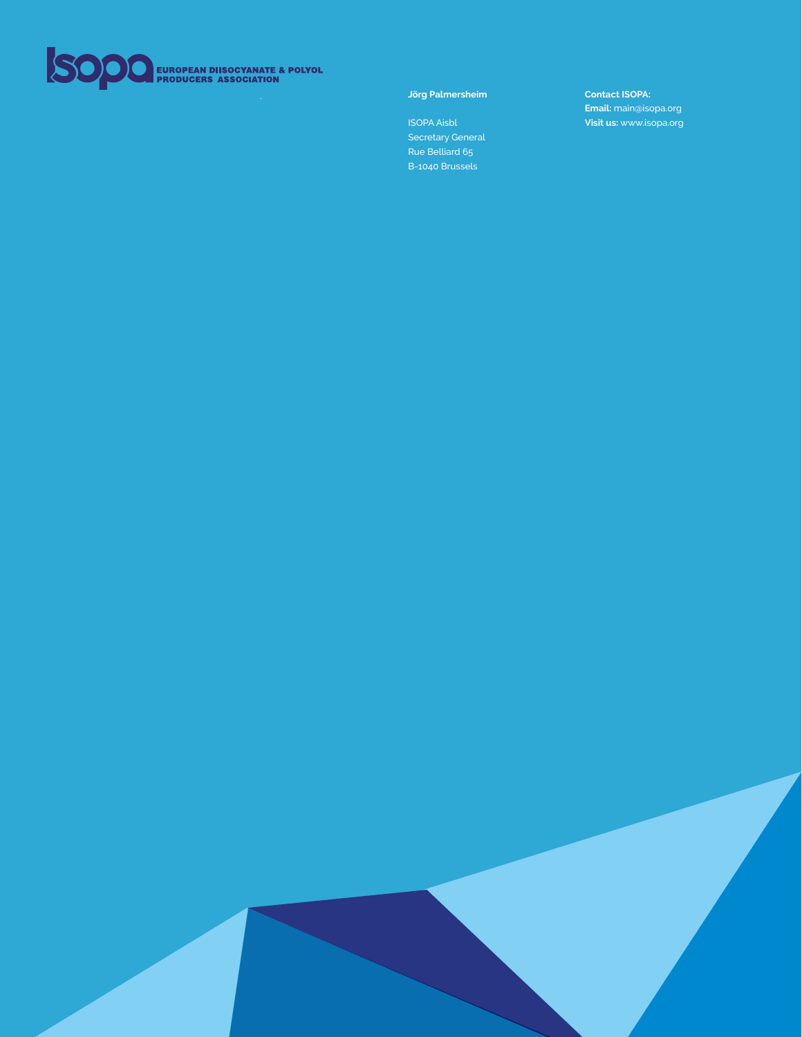**ISOPA** EUROPEAN DIISOCYANATE & POLYOL PRODUCERS ASSOCIATION

**Jörg Palmersheim**

ISOPA Aisbl
Secretary General
Rue Belliard 65
B-1040 Brussels

**Contact ISOPA:**
**Email:** main@isopa.org
**Visit us:** www.isopa.org